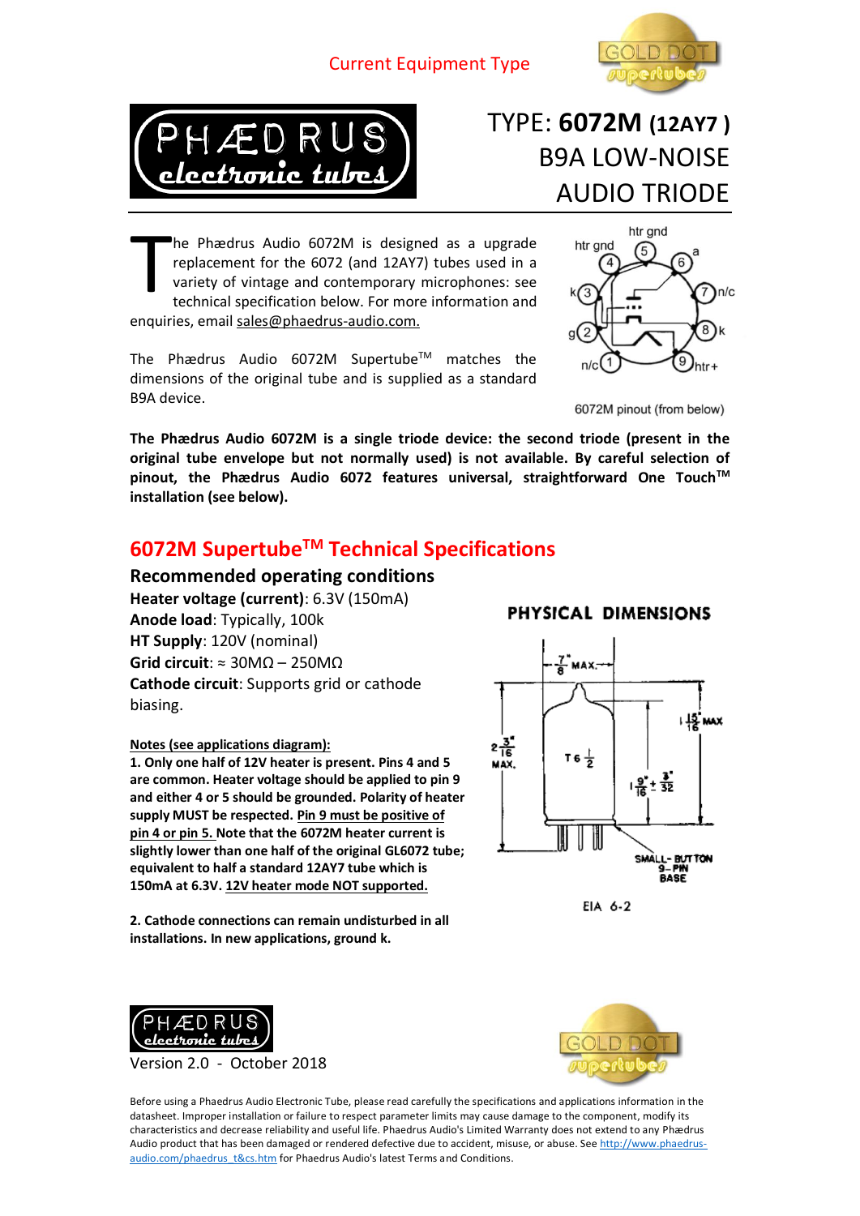Current Equipment Type

# TYPE: 6072M (12AY7 )
# B9A LOW-NOISE AUDIO TRIODE

The Phædrus Audio 6072M is designed as a upgrade replacement for the 6072 (and 12AY7) tubes used in a variety of vintage and contemporary microphones: see technical specification below. For more information and enquiries, email sales@phaedrus-audio.com.

The Phædrus Audio 6072M Supertube™ matches the dimensions of the original tube and is supplied as a standard B9A device.

6072M pinout (from below)

**The Phædrus Audio 6072M is a single triode device: the second triode (present in the original tube envelope but not normally used) is not available. By careful selection of pinout, the Phædrus Audio 6072 features universal, straightforward One Touch™ installation (see below).**

## 6072M Supertube™ Technical Specifications

### Recommended operating conditions

**Heater voltage (current)**: 6.3V (150mA)
**Anode load**: Typically, 100k
**HT Supply**: 120V (nominal)
**Grid circuit**: ≈ 30MΩ – 250MΩ
**Cathode circuit**: Supports grid or cathode biasing.

**Notes (see applications diagram):**

**1. Only one half of 12V heater is present. Pins 4 and 5 are common. Heater voltage should be applied to pin 9 and either 4 or 5 should be grounded. Polarity of heater supply MUST be respected. Pin 9 must be positive of pin 4 or pin 5. Note that the 6072M heater current is slightly lower than one half of the original GL6072 tube; equivalent to half a standard 12AY7 tube which is 150mA at 6.3V. 12V heater mode NOT supported.**

**2. Cathode connections can remain undisturbed in all installations. In new applications, ground k.**

**PHYSICAL DIMENSIONS**

EIA 6-2

Version 2.0 - October 2018

Before using a Phaedrus Audio Electronic Tube, please read carefully the specifications and applications information in the datasheet. Improper installation or failure to respect parameter limits may cause damage to the component, modify its characteristics and decrease reliability and useful life. Phaedrus Audio's Limited Warranty does not extend to any Phædrus Audio product that has been damaged or rendered defective due to accident, misuse, or abuse. See http://www.phaedrus-audio.com/phaedrus_t&cs.htm for Phaedrus Audio's latest Terms and Conditions.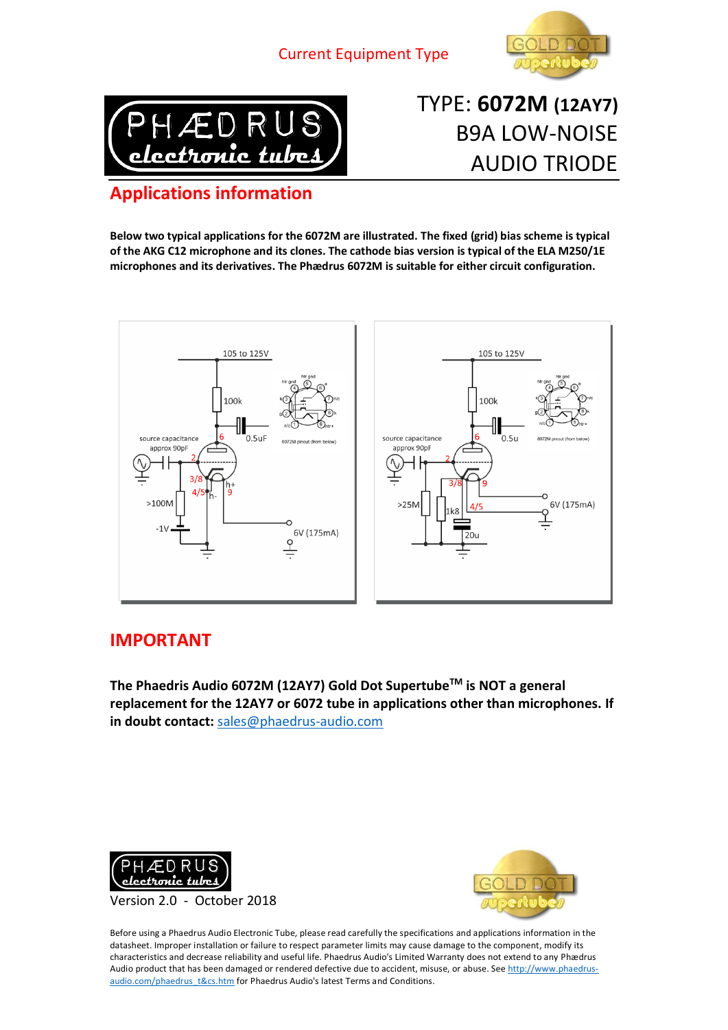Current Equipment Type

# TYPE: **6072M (12AY7)** B9A LOW-NOISE AUDIO TRIODE

## Applications information

**Below two typical applications for the 6072M are illustrated. The fixed (grid) bias scheme is typical of the AKG C12 microphone and its clones. The cathode bias version is typical of the ELA M250/1E microphones and its derivatives. The Phædrus 6072M is suitable for either circuit configuration.**

## IMPORTANT

**The Phaedris Audio 6072M (12AY7) Gold Dot Supertube[TM] is NOT a general replacement for the 12AY7 or 6072 tube in applications other than microphones. If in doubt contact:** sales@phaedrus-audio.com

Version 2.0 - October 2018

Before using a Phaedrus Audio Electronic Tube, please read carefully the specifications and applications information in the datasheet. Improper installation or failure to respect parameter limits may cause damage to the component, modify its characteristics and decrease reliability and useful life. Phaedrus Audio's Limited Warranty does not extend to any Phædrus Audio product that has been damaged or rendered defective due to accident, misuse, or abuse. See http://www.phaedrus-audio.com/phaedrus_t&cs.htm for Phaedrus Audio's latest Terms and Conditions.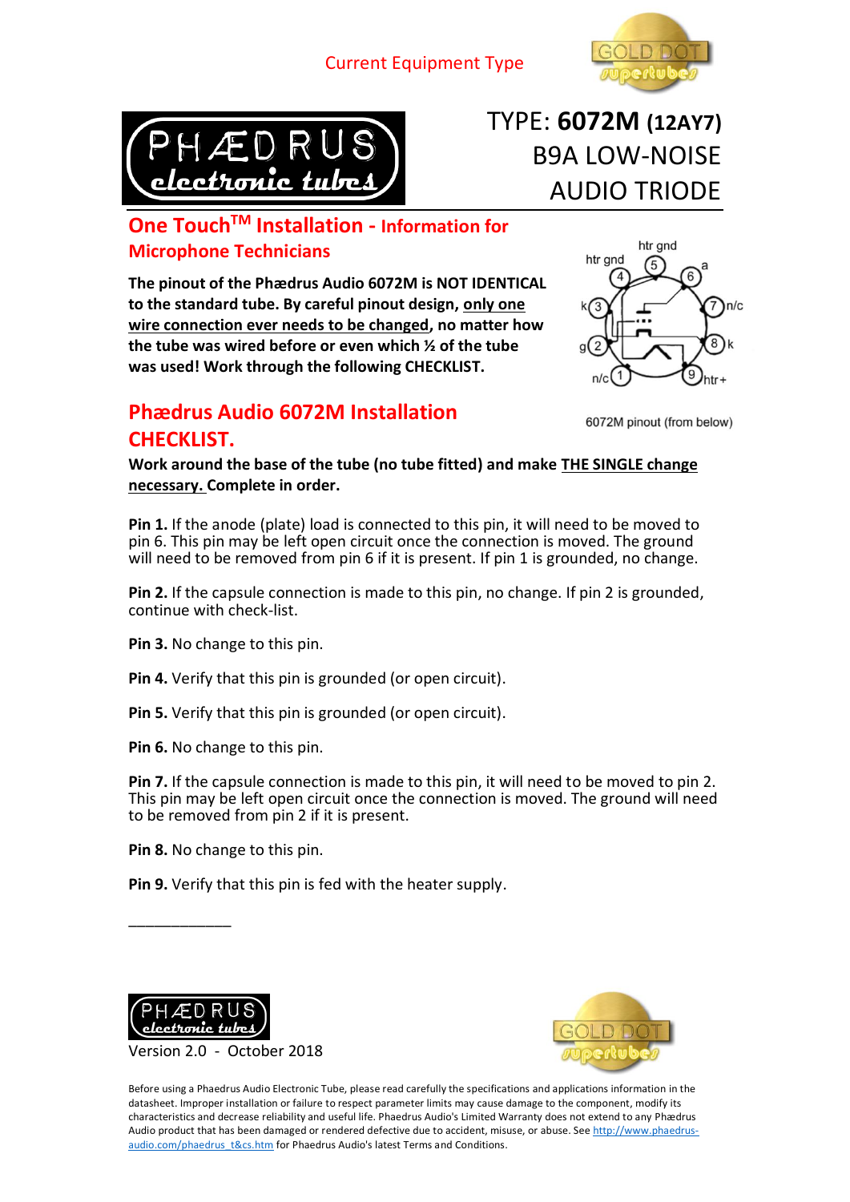Current Equipment Type

# TYPE: **6072M (12AY7)**
# B9A LOW-NOISE AUDIO TRIODE

## One Touch[TM] Installation - Information for Microphone Technicians

**The pinout of the Phædrus Audio 6072M is NOT IDENTICAL to the standard tube. By careful pinout design, <u>only one wire connection ever needs to be changed</u>, no matter how the tube was wired before or even which ½ of the tube was used! Work through the following CHECKLIST.**

htr gnd
htr gnd
a
k
n/c
g
k
n/c
htr+
1
2
3
4
5
6
7
8
9

6072M pinout (from below)

## Phædrus Audio 6072M Installation CHECKLIST.

**Work around the base of the tube (no tube fitted) and make <u>THE SINGLE change necessary.</u> Complete in order.**

**Pin 1.** If the anode (plate) load is connected to this pin, it will need to be moved to pin 6. This pin may be left open circuit once the connection is moved. The ground will need to be removed from pin 6 if it is present. If pin 1 is grounded, no change.

**Pin 2.** If the capsule connection is made to this pin, no change. If pin 2 is grounded, continue with check-list.

**Pin 3.** No change to this pin.

**Pin 4.** Verify that this pin is grounded (or open circuit).

**Pin 5.** Verify that this pin is grounded (or open circuit).

**Pin 6.** No change to this pin.

**Pin 7.** If the capsule connection is made to this pin, it will need to be moved to pin 2. This pin may be left open circuit once the connection is moved. The ground will need to be removed from pin 2 if it is present.

**Pin 8.** No change to this pin.

**Pin 9.** Verify that this pin is fed with the heater supply.

___________

Version 2.0 - October 2018

Before using a Phaedrus Audio Electronic Tube, please read carefully the specifications and applications information in the datasheet. Improper installation or failure to respect parameter limits may cause damage to the component, modify its characteristics and decrease reliability and useful life. Phaedrus Audio's Limited Warranty does not extend to any Phædrus Audio product that has been damaged or rendered defective due to accident, misuse, or abuse. See http://www.phaedrus-audio.com/phaedrus_t&cs.htm for Phaedrus Audio's latest Terms and Conditions.